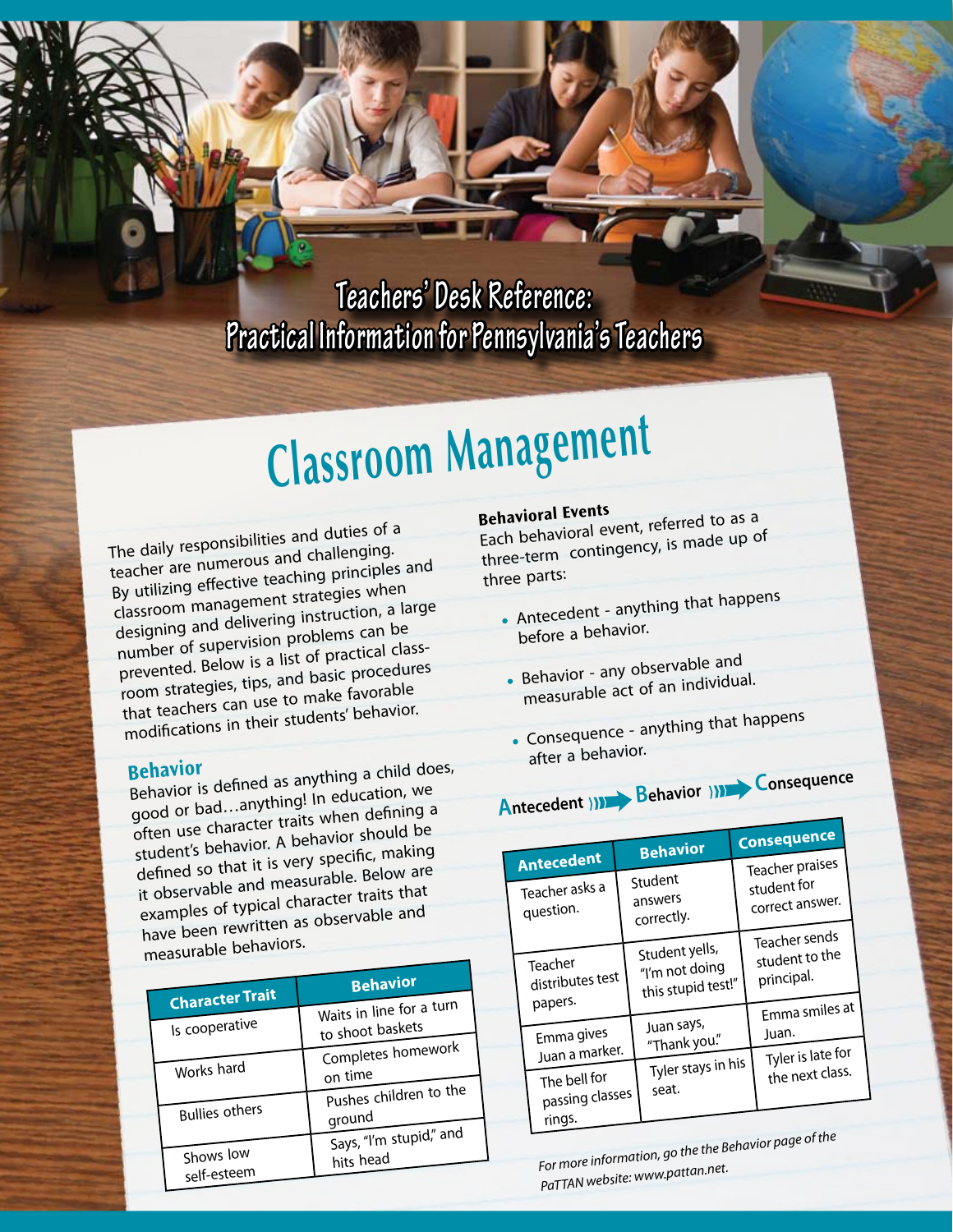# Teachers' Desk Reference: Practical Information for Pennsylvania's Teachers

## Classroom Management

The daily responsibilities and duties of a teacher are numerous and challenging. By utilizing effective teaching principles and classroom management strategies when designing and delivering instruction, a large number of supervision problems can be prevented. Below is a list of practical classroom strategies, tips, and basic procedures that teachers can use to make favorable modifications in their students' behavior.

### Behavior

Behavior is defined as anything a child does, good or bad…anything! In education, we often use character traits when defining a student's behavior. A behavior should be defined so that it is very specific, making it observable and measurable. Below are examples of typical character traits that have been rewritten as observable and measurable behaviors.

| Character Trait | Behavior |
| --- | --- |
| Is cooperative | Waits in line for a turn to shoot baskets |
| Works hard | Completes homework on time |
| Bullies others | Pushes children to the ground |
| Shows low self-esteem | Says, "I'm stupid," and hits head |

**Behavioral Events**

Each behavioral event, referred to as a three-term contingency, is made up of three parts:

- Antecedent - anything that happens before a behavior.
- Behavior - any observable and measurable act of an individual.
- Consequence - anything that happens after a behavior.

Antecedent → Behavior → Consequence

| Antecedent | Behavior | Consequence |
| --- | --- | --- |
| Teacher asks a question. | Student answers correctly. | Teacher praises student for correct answer. |
| Teacher distributes test papers. | Student yells, "I'm not doing this stupid test!" | Teacher sends student to the principal. |
| Emma gives Juan a marker. | Juan says, "Thank you." | Emma smiles at Juan. |
| The bell for passing classes rings. | Tyler stays in his seat. | Tyler is late for the next class. |

*For more information, go the the Behavior page of the PaTTAN website: www.pattan.net.*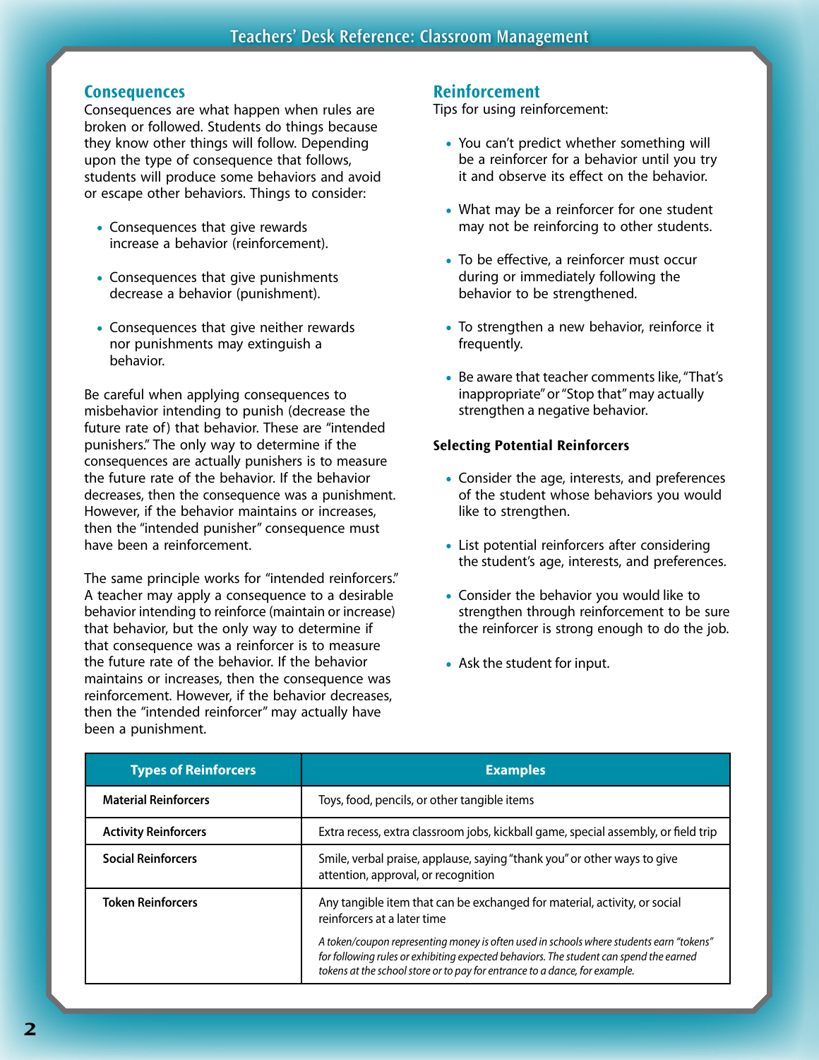## Consequences

Consequences are what happen when rules are broken or followed. Students do things because they know other things will follow. Depending upon the type of consequence that follows, students will produce some behaviors and avoid or escape other behaviors. Things to consider:

- Consequences that give rewards increase a behavior (reinforcement).
- Consequences that give punishments decrease a behavior (punishment).
- Consequences that give neither rewards nor punishments may extinguish a behavior.

Be careful when applying consequences to misbehavior intending to punish (decrease the future rate of) that behavior. These are "intended punishers." The only way to determine if the consequences are actually punishers is to measure the future rate of the behavior. If the behavior decreases, then the consequence was a punishment. However, if the behavior maintains or increases, then the "intended punisher" consequence must have been a reinforcement.

The same principle works for "intended reinforcers." A teacher may apply a consequence to a desirable behavior intending to reinforce (maintain or increase) that behavior, but the only way to determine if that consequence was a reinforcer is to measure the future rate of the behavior. If the behavior maintains or increases, then the consequence was reinforcement. However, if the behavior decreases, then the "intended reinforcer" may actually have been a punishment.

## Reinforcement

Tips for using reinforcement:

- You can't predict whether something will be a reinforcer for a behavior until you try it and observe its effect on the behavior.
- What may be a reinforcer for one student may not be reinforcing to other students.
- To be effective, a reinforcer must occur during or immediately following the behavior to be strengthened.
- To strengthen a new behavior, reinforce it frequently.
- Be aware that teacher comments like, "That's inappropriate" or "Stop that" may actually strengthen a negative behavior.

### Selecting Potential Reinforcers

- Consider the age, interests, and preferences of the student whose behaviors you would like to strengthen.
- List potential reinforcers after considering the student's age, interests, and preferences.
- Consider the behavior you would like to strengthen through reinforcement to be sure the reinforcer is strong enough to do the job.
- Ask the student for input.

| Types of Reinforcers | Examples |
| --- | --- |
| **Material Reinforcers** | Toys, food, pencils, or other tangible items |
| **Activity Reinforcers** | Extra recess, extra classroom jobs, kickball game, special assembly, or field trip |
| **Social Reinforcers** | Smile, verbal praise, applause, saying "thank you" or other ways to give attention, approval, or recognition |
| **Token Reinforcers** | Any tangible item that can be exchanged for material, activity, or social reinforcers at a later time<br>*A token/coupon representing money is often used in schools where students earn "tokens" for following rules or exhibiting expected behaviors. The student can spend the earned tokens at the school store or to pay for entrance to a dance, for example.* |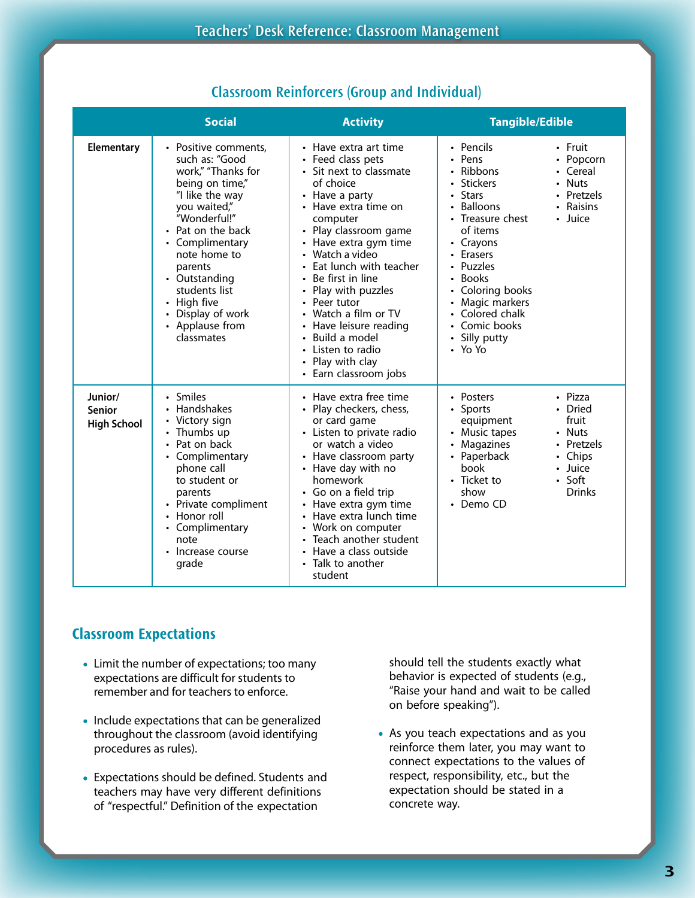## Classroom Reinforcers (Group and Individual)

| | Social | Activity | Tangible/Edible |
|---|---|---|---|
| **Elementary** | • Positive comments, such as: "Good work," "Thanks for being on time," "I like the way you waited," "Wonderful!"<br>• Pat on the back<br>• Complimentary note home to parents<br>• Outstanding students list<br>• High five<br>• Display of work<br>• Applause from classmates | • Have extra art time<br>• Feed class pets<br>• Sit next to classmate of choice<br>• Have a party<br>• Have extra time on computer<br>• Play classroom game<br>• Have extra gym time<br>• Watch a video<br>• Eat lunch with teacher<br>• Be first in line<br>• Play with puzzles<br>• Peer tutor<br>• Watch a film or TV<br>• Have leisure reading<br>• Build a model<br>• Listen to radio<br>• Play with clay<br>• Earn classroom jobs | • Pencils<br>• Pens<br>• Ribbons<br>• Stickers<br>• Stars<br>• Balloons<br>• Treasure chest of items<br>• Crayons<br>• Erasers<br>• Puzzles<br>• Books<br>• Coloring books<br>• Magic markers<br>• Colored chalk<br>• Comic books<br>• Silly putty<br>• Yo Yo<br>• Fruit<br>• Popcorn<br>• Cereal<br>• Nuts<br>• Pretzels<br>• Raisins<br>• Juice |
| **Junior/ Senior High School** | • Smiles<br>• Handshakes<br>• Victory sign<br>• Thumbs up<br>• Pat on back<br>• Complimentary phone call to student or parents<br>• Private compliment<br>• Honor roll<br>• Complimentary note<br>• Increase course grade | • Have extra free time<br>• Play checkers, chess, or card game<br>• Listen to private radio or watch a video<br>• Have classroom party<br>• Have day with no homework<br>• Go on a field trip<br>• Have extra gym time<br>• Have extra lunch time<br>• Work on computer<br>• Teach another student<br>• Have a class outside<br>• Talk to another student | • Posters<br>• Sports equipment<br>• Music tapes<br>• Magazines<br>• Paperback book<br>• Ticket to show<br>• Demo CD<br>• Pizza<br>• Dried fruit<br>• Nuts<br>• Pretzels<br>• Chips<br>• Juice<br>• Soft Drinks |

## Classroom Expectations

- Limit the number of expectations; too many expectations are difficult for students to remember and for teachers to enforce.
- Include expectations that can be generalized throughout the classroom (avoid identifying procedures as rules).
- Expectations should be defined. Students and teachers may have very different definitions of "respectful." Definition of the expectation should tell the students exactly what behavior is expected of students (e.g., "Raise your hand and wait to be called on before speaking").
- As you teach expectations and as you reinforce them later, you may want to connect expectations to the values of respect, responsibility, etc., but the expectation should be stated in a concrete way.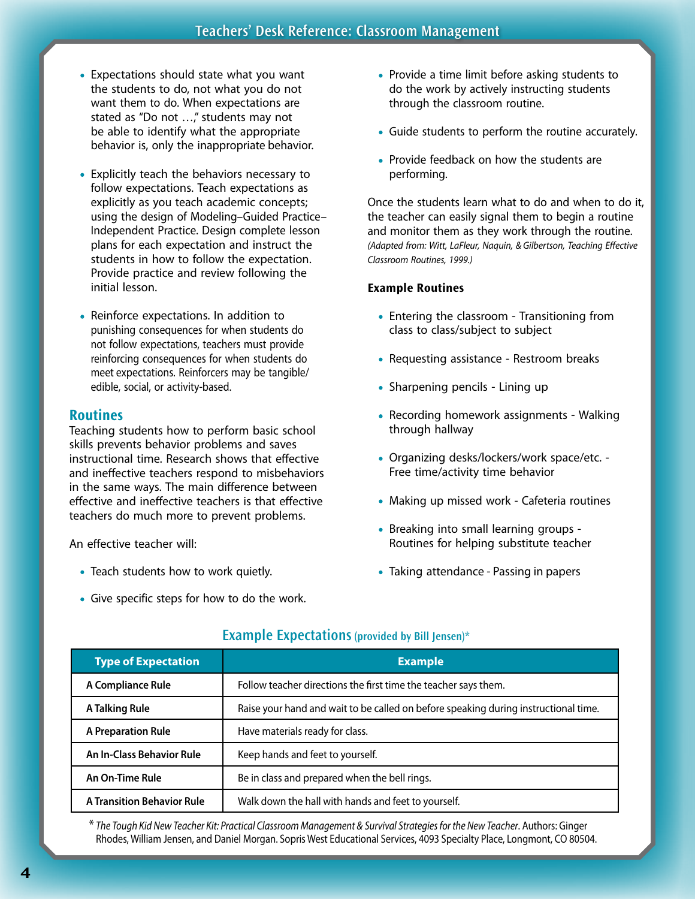- Expectations should state what you want the students to do, not what you do not want them to do. When expectations are stated as "Do not …," students may not be able to identify what the appropriate behavior is, only the inappropriate behavior.
- Explicitly teach the behaviors necessary to follow expectations. Teach expectations as explicitly as you teach academic concepts; using the design of Modeling–Guided Practice–Independent Practice. Design complete lesson plans for each expectation and instruct the students in how to follow the expectation. Provide practice and review following the initial lesson.
- Reinforce expectations. In addition to punishing consequences for when students do not follow expectations, teachers must provide reinforcing consequences for when students do meet expectations. Reinforcers may be tangible/edible, social, or activity-based.

## Routines

Teaching students how to perform basic school skills prevents behavior problems and saves instructional time. Research shows that effective and ineffective teachers respond to misbehaviors in the same ways. The main difference between effective and ineffective teachers is that effective teachers do much more to prevent problems.

An effective teacher will:

- Teach students how to work quietly.
- Give specific steps for how to do the work.
- Provide a time limit before asking students to do the work by actively instructing students through the classroom routine.
- Guide students to perform the routine accurately.
- Provide feedback on how the students are performing.

Once the students learn what to do and when to do it, the teacher can easily signal them to begin a routine and monitor them as they work through the routine. *(Adapted from: Witt, LaFleur, Naquin, & Gilbertson, Teaching Effective Classroom Routines, 1999.)*

**Example Routines**

- Entering the classroom - Transitioning from class to class/subject to subject
- Requesting assistance - Restroom breaks
- Sharpening pencils - Lining up
- Recording homework assignments - Walking through hallway
- Organizing desks/lockers/work space/etc. - Free time/activity time behavior
- Making up missed work - Cafeteria routines
- Breaking into small learning groups - Routines for helping substitute teacher
- Taking attendance - Passing in papers

## Example Expectations (provided by Bill Jensen)*

| Type of Expectation | Example |
|---|---|
| **A Compliance Rule** | Follow teacher directions the first time the teacher says them. |
| **A Talking Rule** | Raise your hand and wait to be called on before speaking during instructional time. |
| **A Preparation Rule** | Have materials ready for class. |
| **An In-Class Behavior Rule** | Keep hands and feet to yourself. |
| **An On-Time Rule** | Be in class and prepared when the bell rings. |
| **A Transition Behavior Rule** | Walk down the hall with hands and feet to yourself. |

\* *The Tough Kid New Teacher Kit: Practical Classroom Management & Survival Strategies for the New Teacher*. Authors: Ginger Rhodes, William Jensen, and Daniel Morgan. Sopris West Educational Services, 4093 Specialty Place, Longmont, CO 80504.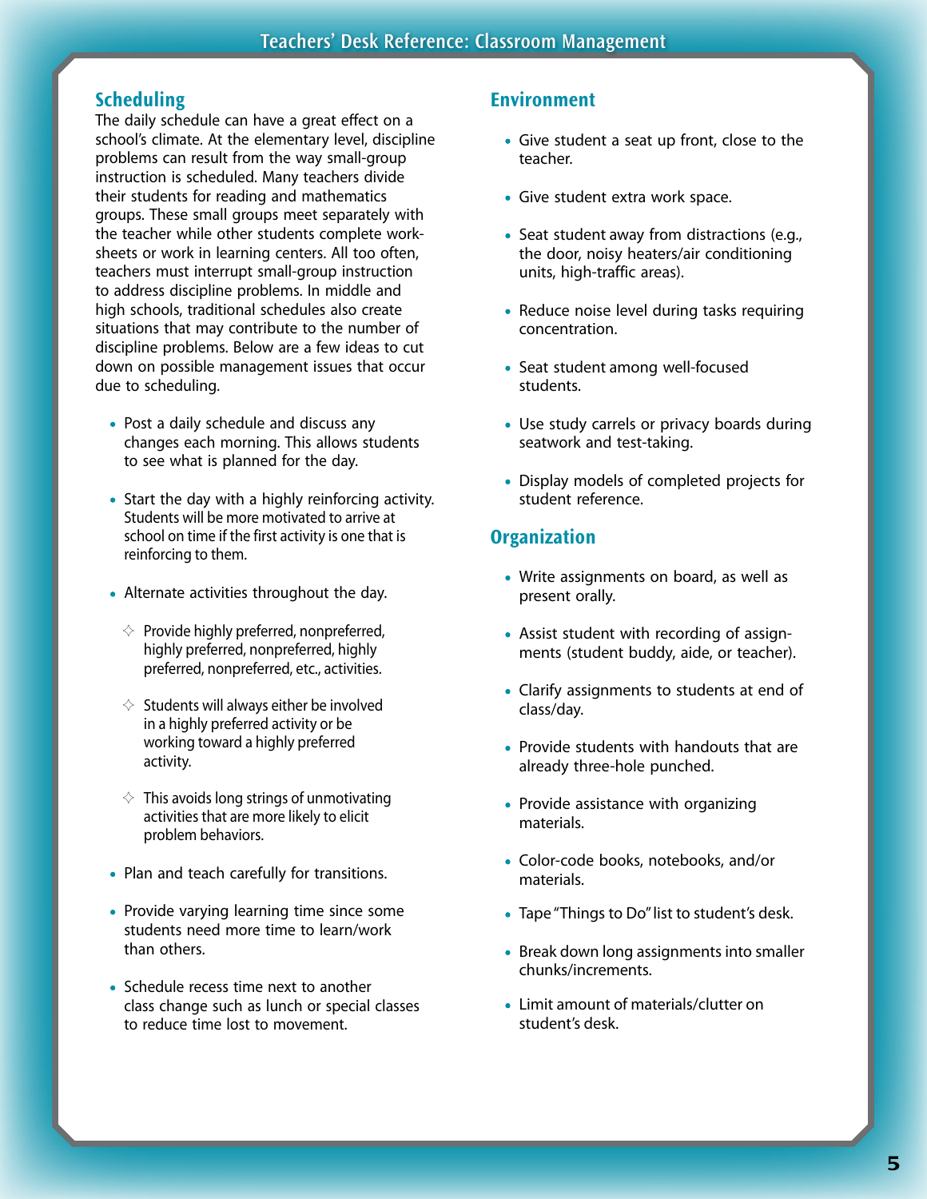## Scheduling

The daily schedule can have a great effect on a school's climate. At the elementary level, discipline problems can result from the way small-group instruction is scheduled. Many teachers divide their students for reading and mathematics groups. These small groups meet separately with the teacher while other students complete worksheets or work in learning centers. All too often, teachers must interrupt small-group instruction to address discipline problems. In middle and high schools, traditional schedules also create situations that may contribute to the number of discipline problems. Below are a few ideas to cut down on possible management issues that occur due to scheduling.

- Post a daily schedule and discuss any changes each morning. This allows students to see what is planned for the day.
- Start the day with a highly reinforcing activity. Students will be more motivated to arrive at school on time if the first activity is one that is reinforcing to them.
- Alternate activities throughout the day.
  - Provide highly preferred, nonpreferred, highly preferred, nonpreferred, highly preferred, nonpreferred, etc., activities.
  - Students will always either be involved in a highly preferred activity or be working toward a highly preferred activity.
  - This avoids long strings of unmotivating activities that are more likely to elicit problem behaviors.
- Plan and teach carefully for transitions.
- Provide varying learning time since some students need more time to learn/work than others.
- Schedule recess time next to another class change such as lunch or special classes to reduce time lost to movement.

## Environment

- Give student a seat up front, close to the teacher.
- Give student extra work space.
- Seat student away from distractions (e.g., the door, noisy heaters/air conditioning units, high-traffic areas).
- Reduce noise level during tasks requiring concentration.
- Seat student among well-focused students.
- Use study carrels or privacy boards during seatwork and test-taking.
- Display models of completed projects for student reference.

## Organization

- Write assignments on board, as well as present orally.
- Assist student with recording of assignments (student buddy, aide, or teacher).
- Clarify assignments to students at end of class/day.
- Provide students with handouts that are already three-hole punched.
- Provide assistance with organizing materials.
- Color-code books, notebooks, and/or materials.
- Tape "Things to Do" list to student's desk.
- Break down long assignments into smaller chunks/increments.
- Limit amount of materials/clutter on student's desk.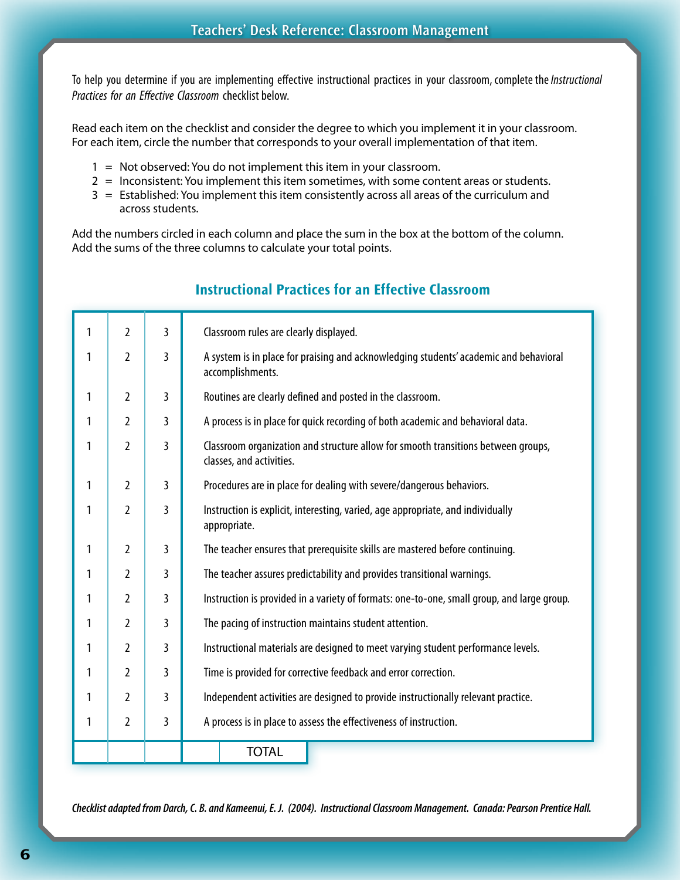To help you determine if you are implementing effective instructional practices in your classroom, complete the *Instructional Practices for an Effective Classroom* checklist below.

Read each item on the checklist and consider the degree to which you implement it in your classroom. For each item, circle the number that corresponds to your overall implementation of that item.

1 = Not observed: You do not implement this item in your classroom.
2 = Inconsistent: You implement this item sometimes, with some content areas or students.
3 = Established: You implement this item consistently across all areas of the curriculum and across students.

Add the numbers circled in each column and place the sum in the box at the bottom of the column. Add the sums of the three columns to calculate your total points.

## Instructional Practices for an Effective Classroom

| | | | |
|---|---|---|---|
| 1 | 2 | 3 | Classroom rules are clearly displayed. |
| 1 | 2 | 3 | A system is in place for praising and acknowledging students' academic and behavioral accomplishments. |
| 1 | 2 | 3 | Routines are clearly defined and posted in the classroom. |
| 1 | 2 | 3 | A process is in place for quick recording of both academic and behavioral data. |
| 1 | 2 | 3 | Classroom organization and structure allow for smooth transitions between groups, classes, and activities. |
| 1 | 2 | 3 | Procedures are in place for dealing with severe/dangerous behaviors. |
| 1 | 2 | 3 | Instruction is explicit, interesting, varied, age appropriate, and individually appropriate. |
| 1 | 2 | 3 | The teacher ensures that prerequisite skills are mastered before continuing. |
| 1 | 2 | 3 | The teacher assures predictability and provides transitional warnings. |
| 1 | 2 | 3 | Instruction is provided in a variety of formats: one-to-one, small group, and large group. |
| 1 | 2 | 3 | The pacing of instruction maintains student attention. |
| 1 | 2 | 3 | Instructional materials are designed to meet varying student performance levels. |
| 1 | 2 | 3 | Time is provided for corrective feedback and error correction. |
| 1 | 2 | 3 | Independent activities are designed to provide instructionally relevant practice. |
| 1 | 2 | 3 | A process is in place to assess the effectiveness of instruction. |
| | | | TOTAL |

***Checklist adapted from Darch, C. B. and Kameenui, E. J. (2004). Instructional Classroom Management. Canada: Pearson Prentice Hall.***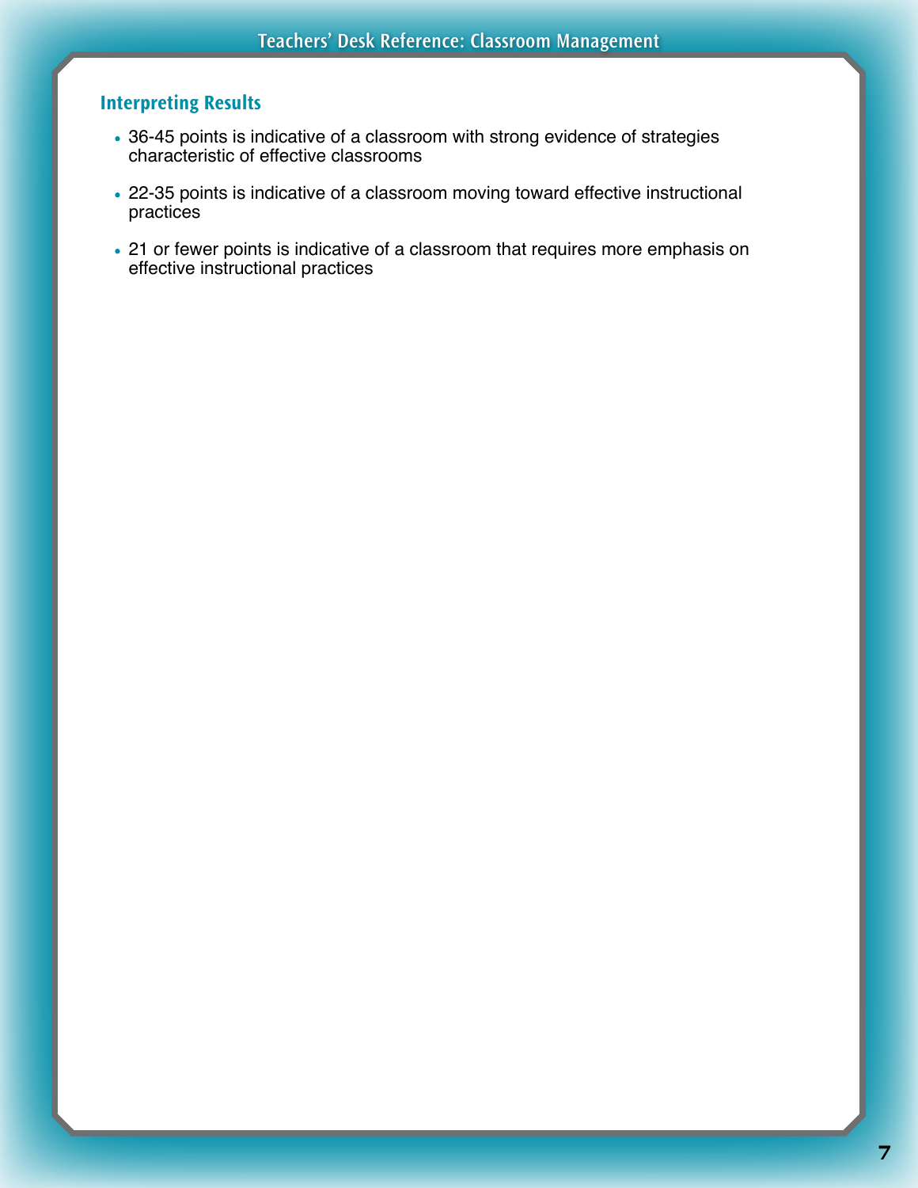## Interpreting Results

- 36-45 points is indicative of a classroom with strong evidence of strategies characteristic of effective classrooms
- 22-35 points is indicative of a classroom moving toward effective instructional practices
- 21 or fewer points is indicative of a classroom that requires more emphasis on effective instructional practices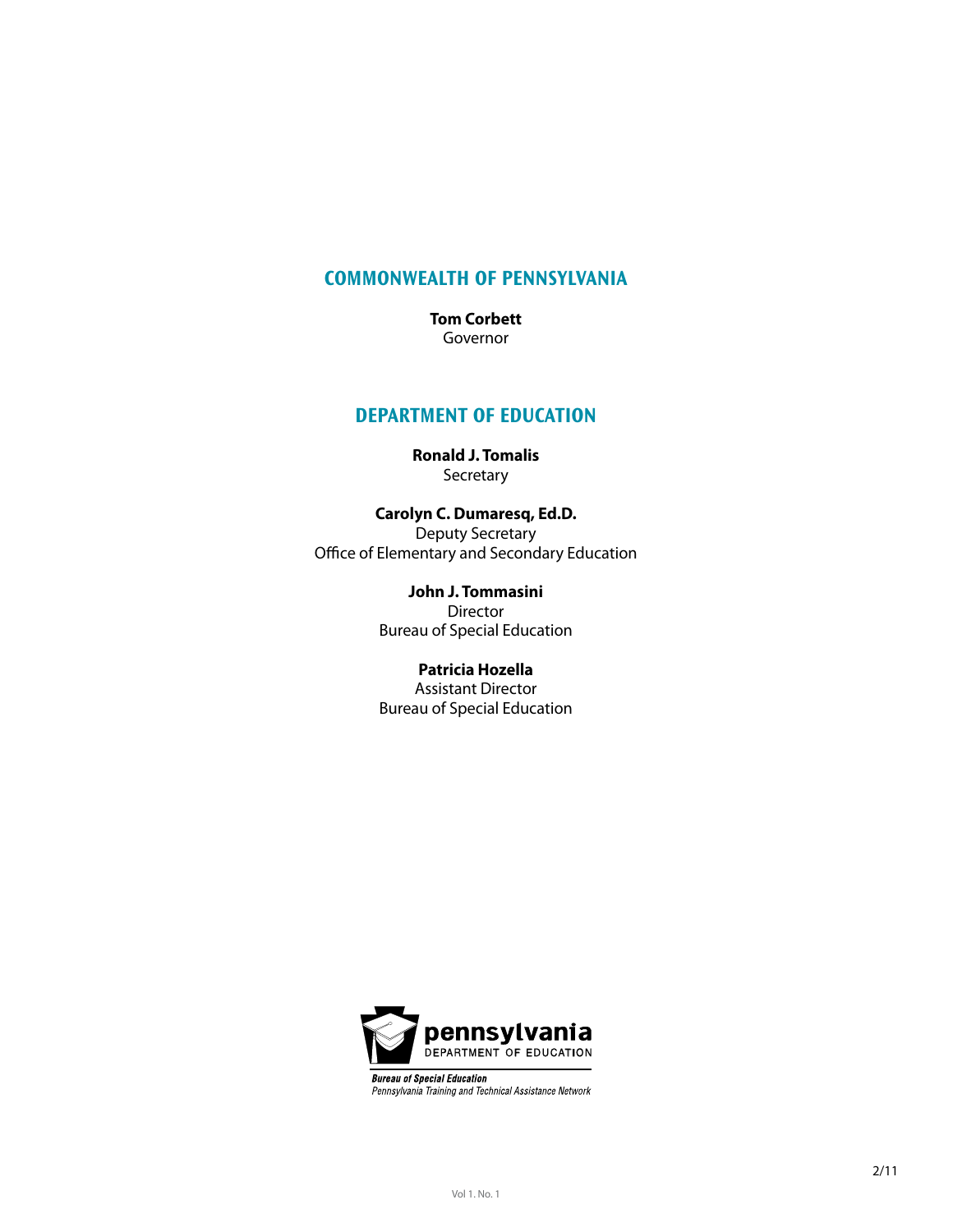## COMMONWEALTH OF PENNSYLVANIA

**Tom Corbett**
Governor

## DEPARTMENT OF EDUCATION

**Ronald J. Tomalis**
Secretary

**Carolyn C. Dumaresq, Ed.D.**
Deputy Secretary
Office of Elementary and Secondary Education

**John J. Tommasini**
Director
Bureau of Special Education

**Patricia Hozella**
Assistant Director
Bureau of Special Education

pennsylvania
DEPARTMENT OF EDUCATION

***Bureau of Special Education***
*Pennsylvania Training and Technical Assistance Network*

2/11